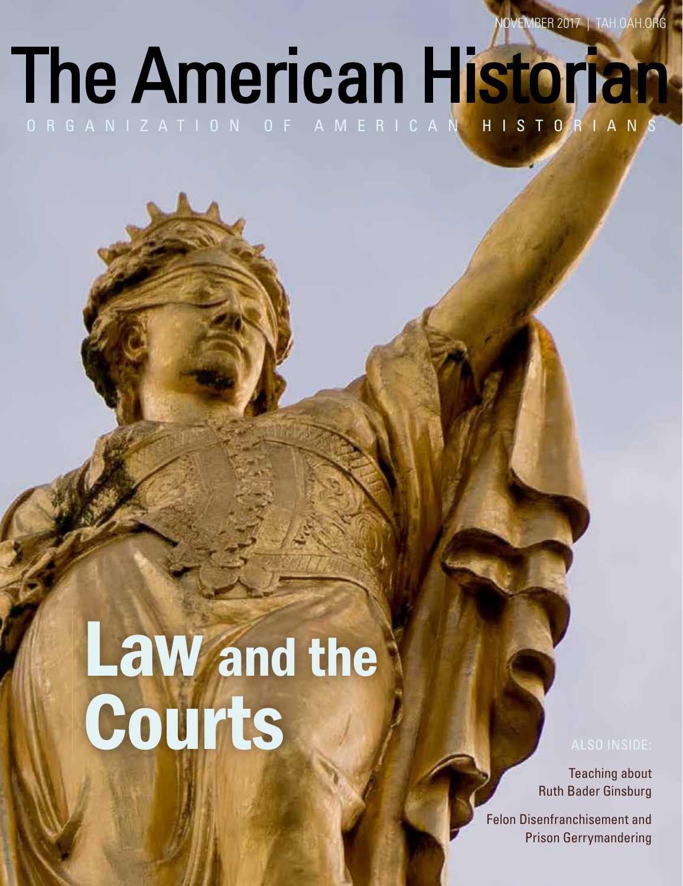NOVEMBER 2017 | TAH.OAH.ORG

# The American Historian

ORGANIZATION OF AMERICAN HISTORIANS

# Law and the Courts

ALSO INSIDE:

Teaching about Ruth Bader Ginsburg

Felon Disenfranchisement and Prison Gerrymandering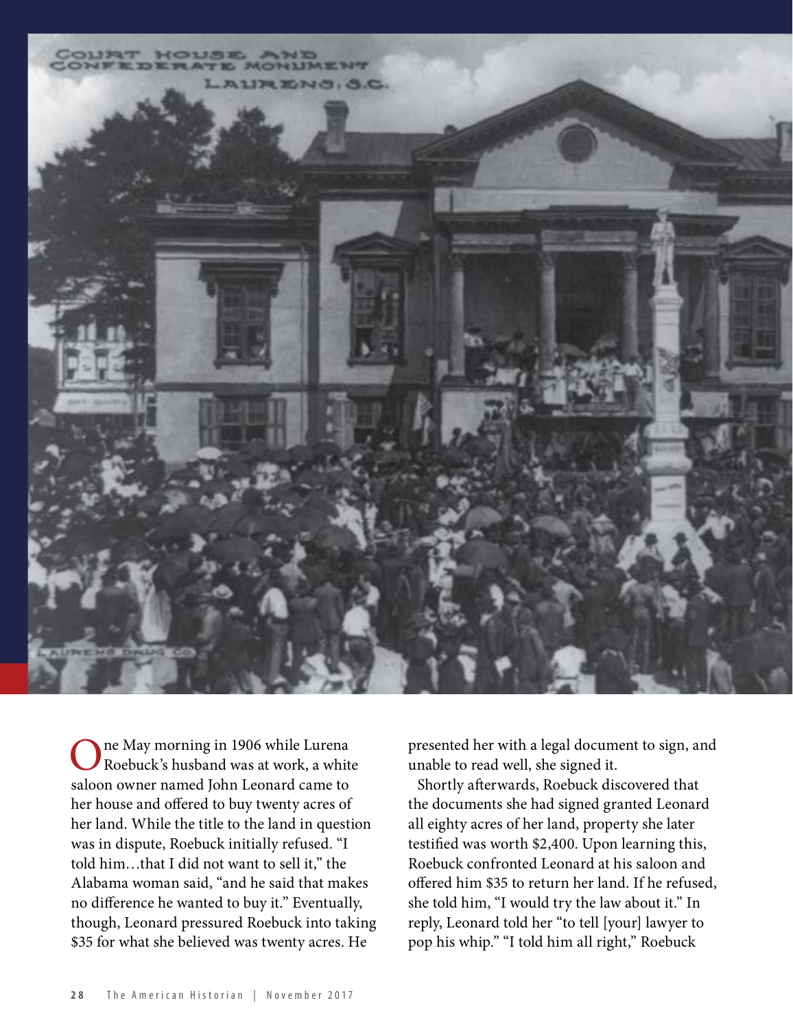One May morning in 1906 while Lurena Roebuck's husband was at work, a white saloon owner named John Leonard came to her house and offered to buy twenty acres of her land. While the title to the land in question was in dispute, Roebuck initially refused. "I told him…that I did not want to sell it," the Alabama woman said, "and he said that makes no difference he wanted to buy it." Eventually, though, Leonard pressured Roebuck into taking $35 for what she believed was twenty acres. He presented her with a legal document to sign, and unable to read well, she signed it.

Shortly afterwards, Roebuck discovered that the documents she had signed granted Leonard all eighty acres of her land, property she later testified was worth $2,400. Upon learning this, Roebuck confronted Leonard at his saloon and offered him $35 to return her land. If he refused, she told him, "I would try the law about it." In reply, Leonard told her "to tell [your] lawyer to pop his whip." "I told him all right," Roebuck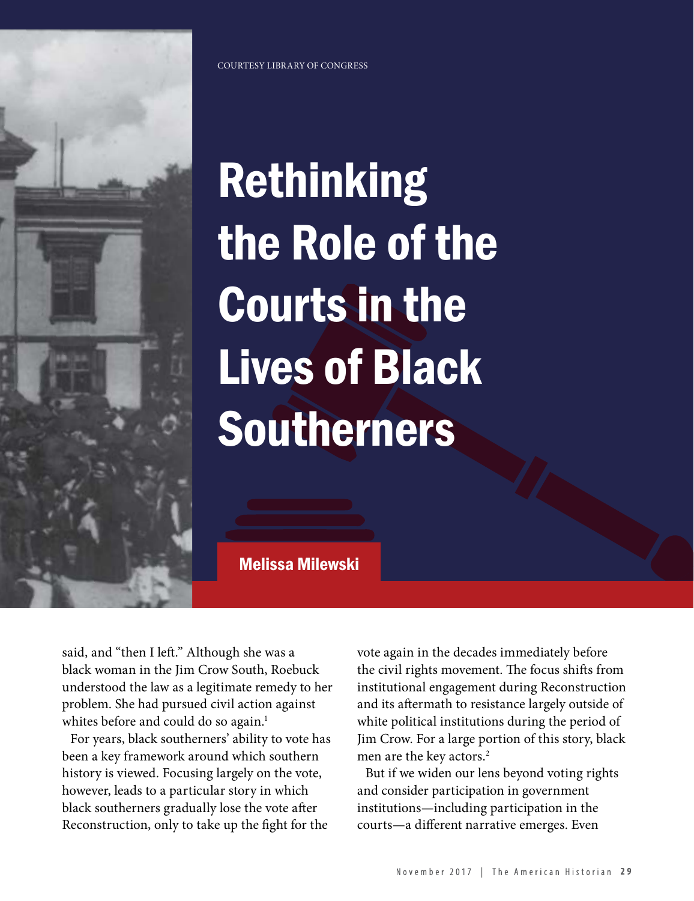COURTESY LIBRARY OF CONGRESS

# Rethinking the Role of the Courts in the Lives of Black Southerners

**Melissa Milewski**

said, and "then I left." Although she was a black woman in the Jim Crow South, Roebuck understood the law as a legitimate remedy to her problem. She had pursued civil action against whites before and could do so again.[1]

For years, black southerners' ability to vote has been a key framework around which southern history is viewed. Focusing largely on the vote, however, leads to a particular story in which black southerners gradually lose the vote after Reconstruction, only to take up the fight for the vote again in the decades immediately before the civil rights movement. The focus shifts from institutional engagement during Reconstruction and its aftermath to resistance largely outside of white political institutions during the period of Jim Crow. For a large portion of this story, black men are the key actors.[2]

But if we widen our lens beyond voting rights and consider participation in government institutions—including participation in the courts—a different narrative emerges. Even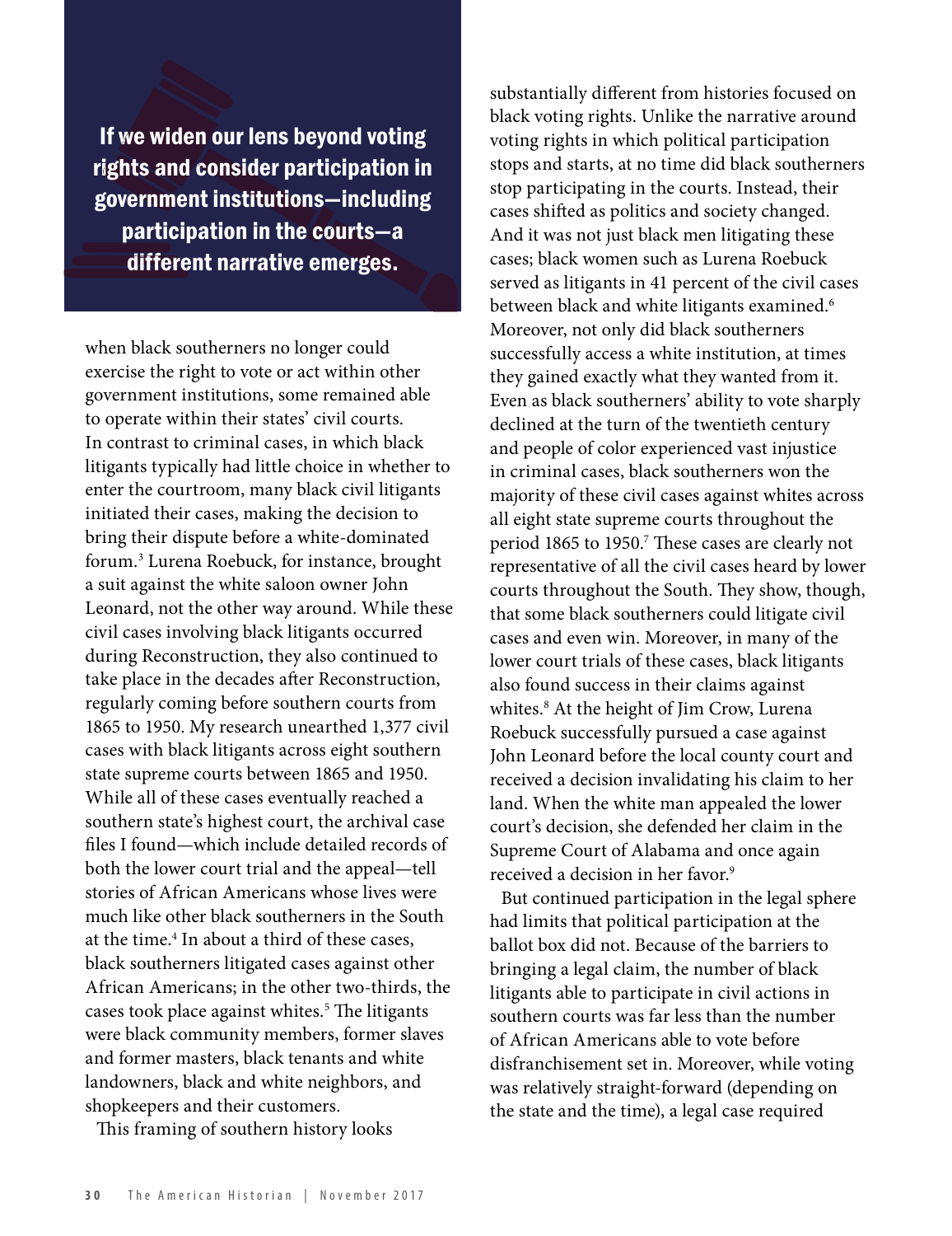> **If we widen our lens beyond voting rights and consider participation in government institutions—including participation in the courts—a different narrative emerges.**

when black southerners no longer could exercise the right to vote or act within other government institutions, some remained able to operate within their states' civil courts. In contrast to criminal cases, in which black litigants typically had little choice in whether to enter the courtroom, many black civil litigants initiated their cases, making the decision to bring their dispute before a white-dominated forum.[3] Lurena Roebuck, for instance, brought a suit against the white saloon owner John Leonard, not the other way around. While these civil cases involving black litigants occurred during Reconstruction, they also continued to take place in the decades after Reconstruction, regularly coming before southern courts from 1865 to 1950. My research unearthed 1,377 civil cases with black litigants across eight southern state supreme courts between 1865 and 1950. While all of these cases eventually reached a southern state's highest court, the archival case files I found—which include detailed records of both the lower court trial and the appeal—tell stories of African Americans whose lives were much like other black southerners in the South at the time.[4] In about a third of these cases, black southerners litigated cases against other African Americans; in the other two-thirds, the cases took place against whites.[5] The litigants were black community members, former slaves and former masters, black tenants and white landowners, black and white neighbors, and shopkeepers and their customers.

This framing of southern history looks substantially different from histories focused on black voting rights. Unlike the narrative around voting rights in which political participation stops and starts, at no time did black southerners stop participating in the courts. Instead, their cases shifted as politics and society changed. And it was not just black men litigating these cases; black women such as Lurena Roebuck served as litigants in 41 percent of the civil cases between black and white litigants examined.[6] Moreover, not only did black southerners successfully access a white institution, at times they gained exactly what they wanted from it. Even as black southerners' ability to vote sharply declined at the turn of the twentieth century and people of color experienced vast injustice in criminal cases, black southerners won the majority of these civil cases against whites across all eight state supreme courts throughout the period 1865 to 1950.[7] These cases are clearly not representative of all the civil cases heard by lower courts throughout the South. They show, though, that some black southerners could litigate civil cases and even win. Moreover, in many of the lower court trials of these cases, black litigants also found success in their claims against whites.[8] At the height of Jim Crow, Lurena Roebuck successfully pursued a case against John Leonard before the local county court and received a decision invalidating his claim to her land. When the white man appealed the lower court's decision, she defended her claim in the Supreme Court of Alabama and once again received a decision in her favor.[9]

But continued participation in the legal sphere had limits that political participation at the ballot box did not. Because of the barriers to bringing a legal claim, the number of black litigants able to participate in civil actions in southern courts was far less than the number of African Americans able to vote before disfranchisement set in. Moreover, while voting was relatively straight-forward (depending on the state and the time), a legal case required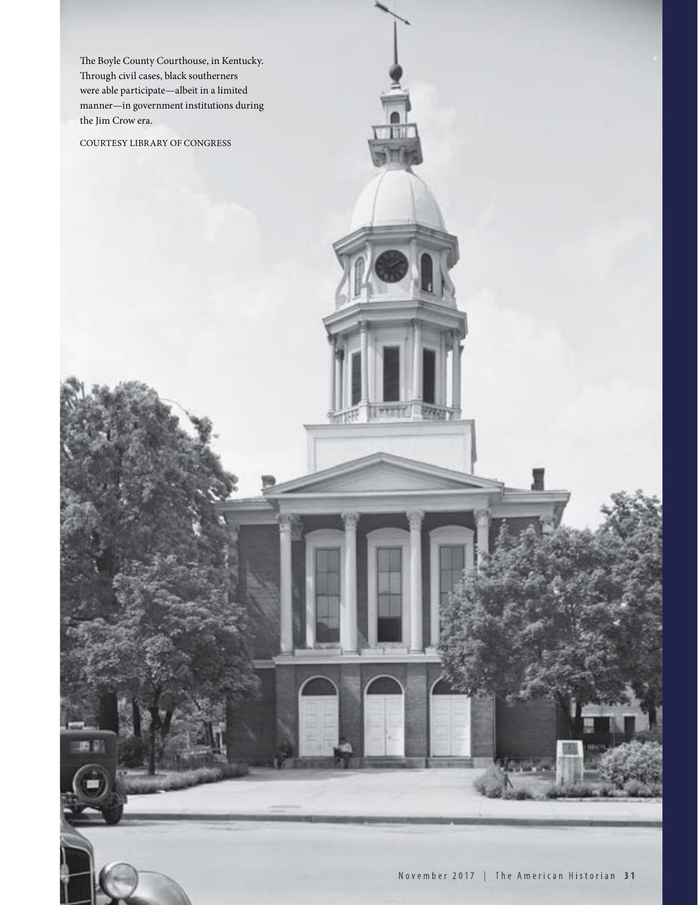The Boyle County Courthouse, in Kentucky. Through civil cases, black southerners were able participate—albeit in a limited manner—in government institutions during the Jim Crow era.

COURTESY LIBRARY OF CONGRESS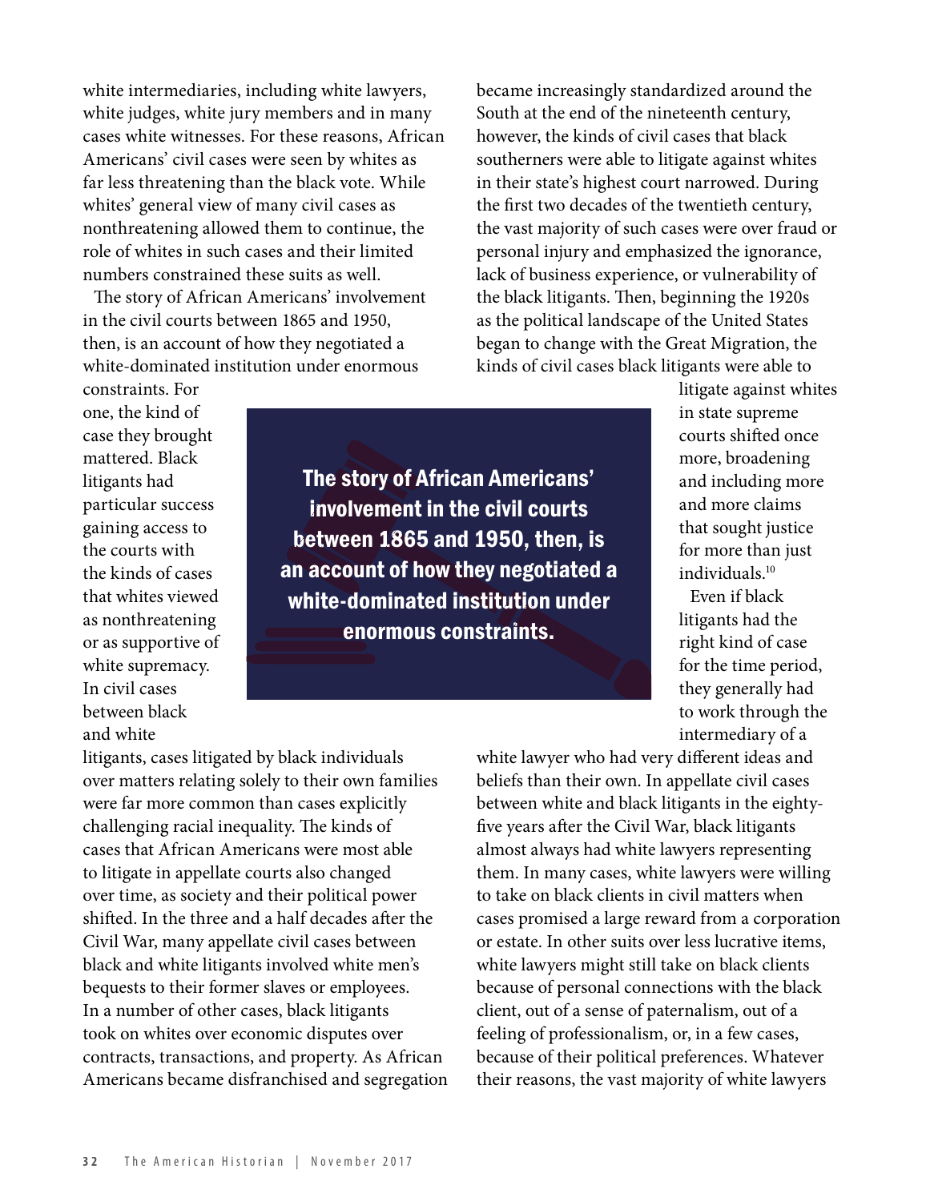white intermediaries, including white lawyers, white judges, white jury members and in many cases white witnesses. For these reasons, African Americans' civil cases were seen by whites as far less threatening than the black vote. While whites' general view of many civil cases as nonthreatening allowed them to continue, the role of whites in such cases and their limited numbers constrained these suits as well.

The story of African Americans' involvement in the civil courts between 1865 and 1950, then, is an account of how they negotiated a white-dominated institution under enormous constraints. For one, the kind of case they brought mattered. Black litigants had particular success gaining access to the courts with the kinds of cases that whites viewed as nonthreatening or as supportive of white supremacy. In civil cases between black and white litigants, cases litigated by black individuals over matters relating solely to their own families were far more common than cases explicitly challenging racial inequality. The kinds of cases that African Americans were most able to litigate in appellate courts also changed over time, as society and their political power shifted. In the three and a half decades after the Civil War, many appellate civil cases between black and white litigants involved white men's bequests to their former slaves or employees. In a number of other cases, black litigants took on whites over economic disputes over contracts, transactions, and property. As African Americans became disfranchised and segregation became increasingly standardized around the South at the end of the nineteenth century, however, the kinds of civil cases that black southerners were able to litigate against whites in their state's highest court narrowed. During the first two decades of the twentieth century, the vast majority of such cases were over fraud or personal injury and emphasized the ignorance, lack of business experience, or vulnerability of the black litigants. Then, beginning the 1920s as the political landscape of the United States began to change with the Great Migration, the kinds of civil cases black litigants were able to litigate against whites in state supreme courts shifted once more, broadening and including more and more claims that sought justice for more than just individuals.[10]

**The story of African Americans' involvement in the civil courts between 1865 and 1950, then, is an account of how they negotiated a white-dominated institution under enormous constraints.**

Even if black litigants had the right kind of case for the time period, they generally had to work through the intermediary of a white lawyer who had very different ideas and beliefs than their own. In appellate civil cases between white and black litigants in the eighty-five years after the Civil War, black litigants almost always had white lawyers representing them. In many cases, white lawyers were willing to take on black clients in civil matters when cases promised a large reward from a corporation or estate. In other suits over less lucrative items, white lawyers might still take on black clients because of personal connections with the black client, out of a sense of paternalism, out of a feeling of professionalism, or, in a few cases, because of their political preferences. Whatever their reasons, the vast majority of white lawyers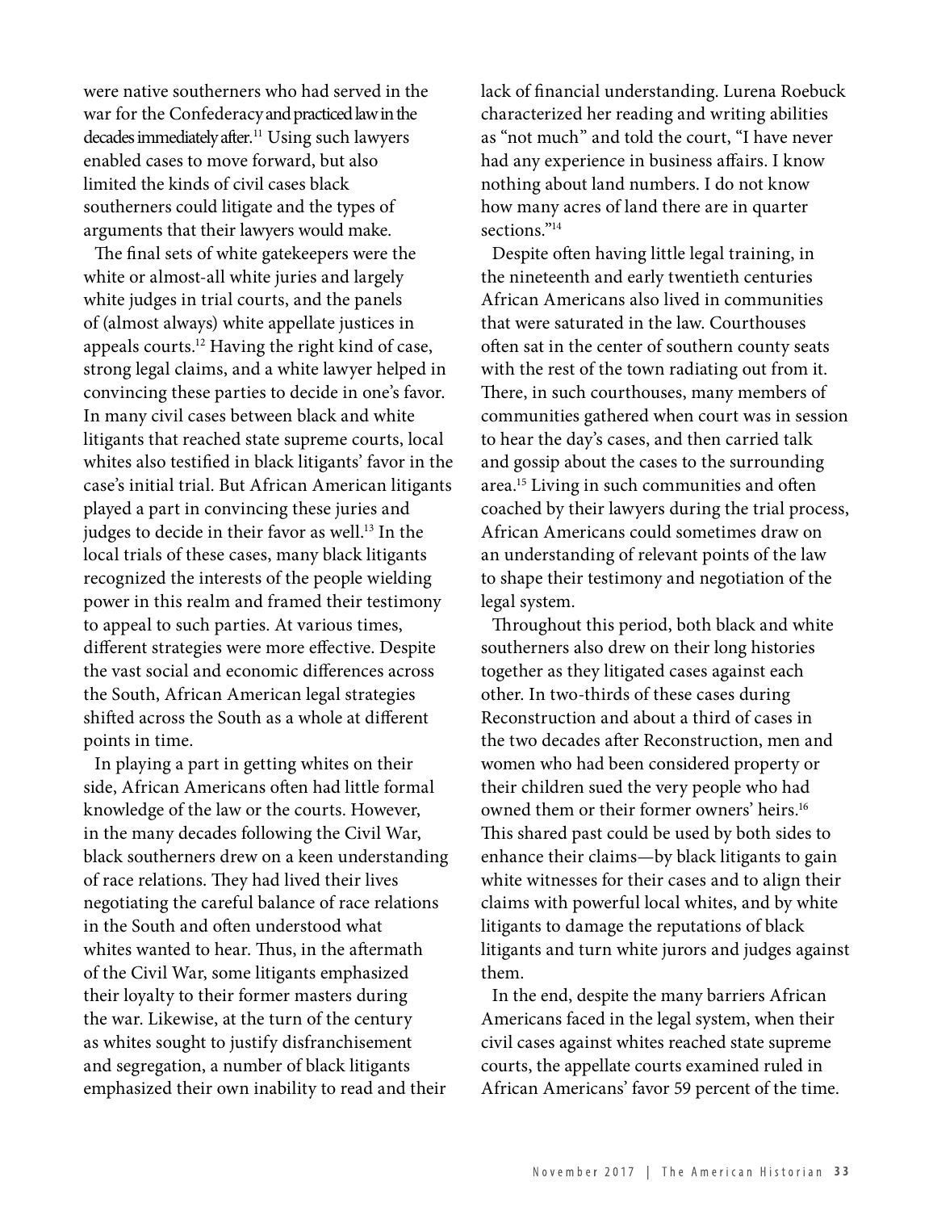were native southerners who had served in the war for the Confederacy and practiced law in the decades immediately after.[11] Using such lawyers enabled cases to move forward, but also limited the kinds of civil cases black southerners could litigate and the types of arguments that their lawyers would make.

The final sets of white gatekeepers were the white or almost-all white juries and largely white judges in trial courts, and the panels of (almost always) white appellate justices in appeals courts.[12] Having the right kind of case, strong legal claims, and a white lawyer helped in convincing these parties to decide in one's favor. In many civil cases between black and white litigants that reached state supreme courts, local whites also testified in black litigants' favor in the case's initial trial. But African American litigants played a part in convincing these juries and judges to decide in their favor as well.[13] In the local trials of these cases, many black litigants recognized the interests of the people wielding power in this realm and framed their testimony to appeal to such parties. At various times, different strategies were more effective. Despite the vast social and economic differences across the South, African American legal strategies shifted across the South as a whole at different points in time.

In playing a part in getting whites on their side, African Americans often had little formal knowledge of the law or the courts. However, in the many decades following the Civil War, black southerners drew on a keen understanding of race relations. They had lived their lives negotiating the careful balance of race relations in the South and often understood what whites wanted to hear. Thus, in the aftermath of the Civil War, some litigants emphasized their loyalty to their former masters during the war. Likewise, at the turn of the century as whites sought to justify disfranchisement and segregation, a number of black litigants emphasized their own inability to read and their lack of financial understanding. Lurena Roebuck characterized her reading and writing abilities as "not much" and told the court, "I have never had any experience in business affairs. I know nothing about land numbers. I do not know how many acres of land there are in quarter sections."[14]

Despite often having little legal training, in the nineteenth and early twentieth centuries African Americans also lived in communities that were saturated in the law. Courthouses often sat in the center of southern county seats with the rest of the town radiating out from it. There, in such courthouses, many members of communities gathered when court was in session to hear the day's cases, and then carried talk and gossip about the cases to the surrounding area.[15] Living in such communities and often coached by their lawyers during the trial process, African Americans could sometimes draw on an understanding of relevant points of the law to shape their testimony and negotiation of the legal system.

Throughout this period, both black and white southerners also drew on their long histories together as they litigated cases against each other. In two-thirds of these cases during Reconstruction and about a third of cases in the two decades after Reconstruction, men and women who had been considered property or their children sued the very people who had owned them or their former owners' heirs.[16] This shared past could be used by both sides to enhance their claims—by black litigants to gain white witnesses for their cases and to align their claims with powerful local whites, and by white litigants to damage the reputations of black litigants and turn white jurors and judges against them.

In the end, despite the many barriers African Americans faced in the legal system, when their civil cases against whites reached state supreme courts, the appellate courts examined ruled in African Americans' favor 59 percent of the time.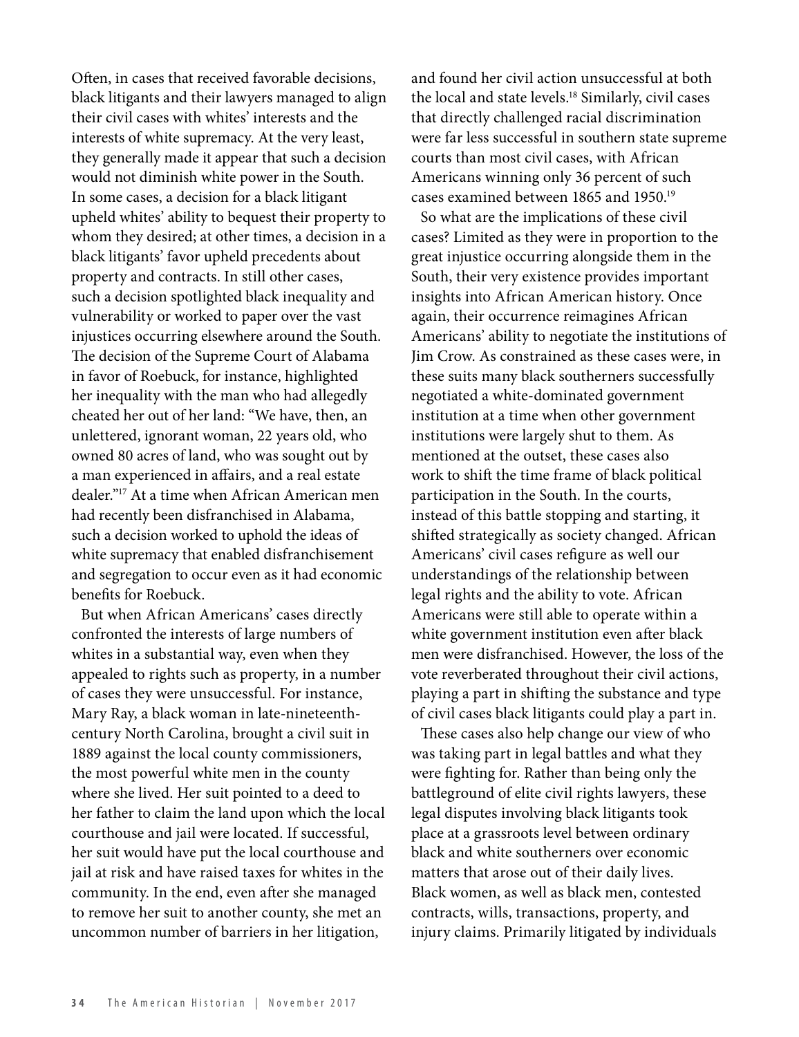Often, in cases that received favorable decisions, black litigants and their lawyers managed to align their civil cases with whites' interests and the interests of white supremacy. At the very least, they generally made it appear that such a decision would not diminish white power in the South. In some cases, a decision for a black litigant upheld whites' ability to bequest their property to whom they desired; at other times, a decision in a black litigants' favor upheld precedents about property and contracts. In still other cases, such a decision spotlighted black inequality and vulnerability or worked to paper over the vast injustices occurring elsewhere around the South. The decision of the Supreme Court of Alabama in favor of Roebuck, for instance, highlighted her inequality with the man who had allegedly cheated her out of her land: "We have, then, an unlettered, ignorant woman, 22 years old, who owned 80 acres of land, who was sought out by a man experienced in affairs, and a real estate dealer."[17] At a time when African American men had recently been disfranchised in Alabama, such a decision worked to uphold the ideas of white supremacy that enabled disfranchisement and segregation to occur even as it had economic benefits for Roebuck.

But when African Americans' cases directly confronted the interests of large numbers of whites in a substantial way, even when they appealed to rights such as property, in a number of cases they were unsuccessful. For instance, Mary Ray, a black woman in late-nineteenth-century North Carolina, brought a civil suit in 1889 against the local county commissioners, the most powerful white men in the county where she lived. Her suit pointed to a deed to her father to claim the land upon which the local courthouse and jail were located. If successful, her suit would have put the local courthouse and jail at risk and have raised taxes for whites in the community. In the end, even after she managed to remove her suit to another county, she met an uncommon number of barriers in her litigation, and found her civil action unsuccessful at both the local and state levels.[18] Similarly, civil cases that directly challenged racial discrimination were far less successful in southern state supreme courts than most civil cases, with African Americans winning only 36 percent of such cases examined between 1865 and 1950.[19]

So what are the implications of these civil cases? Limited as they were in proportion to the great injustice occurring alongside them in the South, their very existence provides important insights into African American history. Once again, their occurrence reimagines African Americans' ability to negotiate the institutions of Jim Crow. As constrained as these cases were, in these suits many black southerners successfully negotiated a white-dominated government institution at a time when other government institutions were largely shut to them. As mentioned at the outset, these cases also work to shift the time frame of black political participation in the South. In the courts, instead of this battle stopping and starting, it shifted strategically as society changed. African Americans' civil cases refigure as well our understandings of the relationship between legal rights and the ability to vote. African Americans were still able to operate within a white government institution even after black men were disfranchised. However, the loss of the vote reverberated throughout their civil actions, playing a part in shifting the substance and type of civil cases black litigants could play a part in.

These cases also help change our view of who was taking part in legal battles and what they were fighting for. Rather than being only the battleground of elite civil rights lawyers, these legal disputes involving black litigants took place at a grassroots level between ordinary black and white southerners over economic matters that arose out of their daily lives. Black women, as well as black men, contested contracts, wills, transactions, property, and injury claims. Primarily litigated by individuals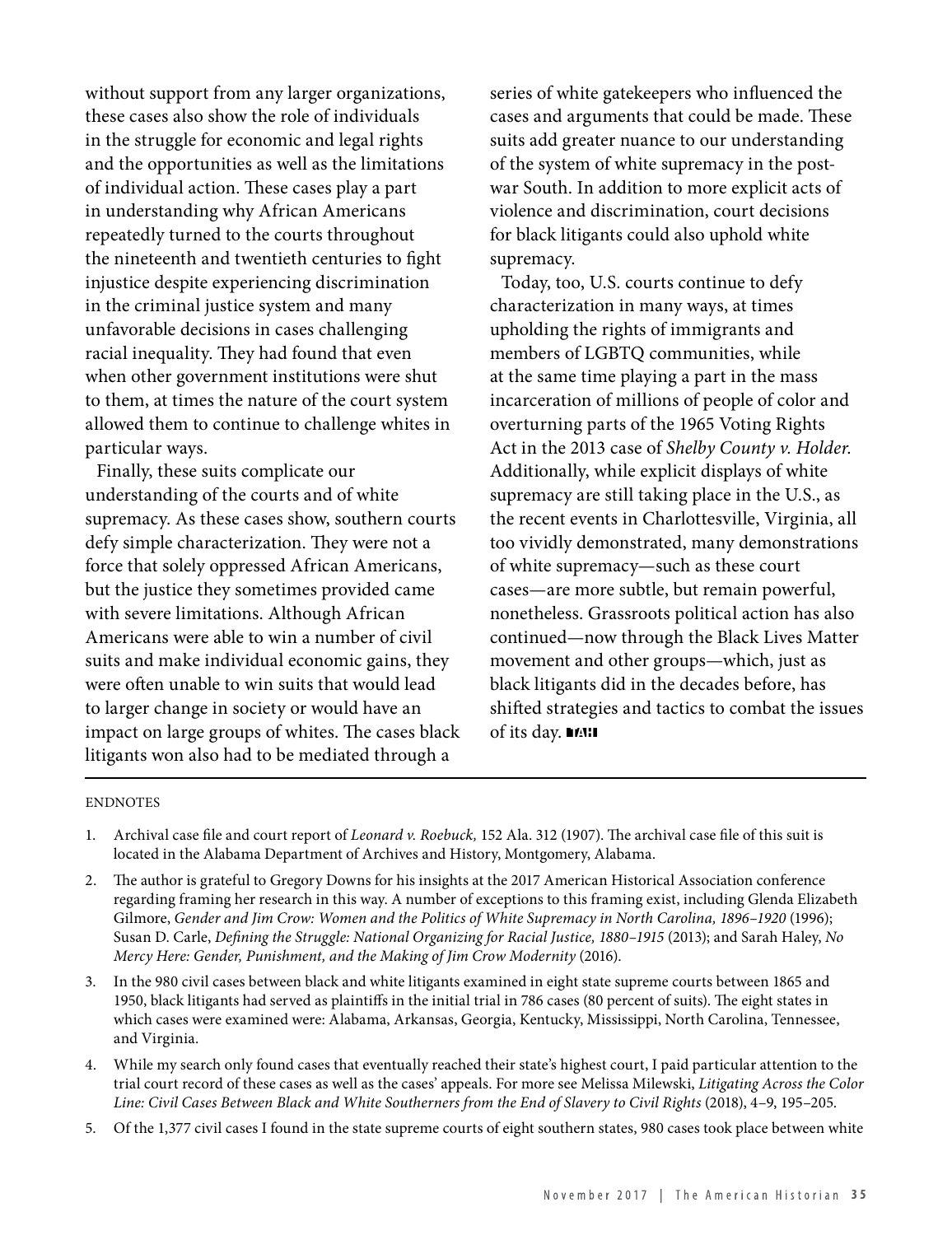without support from any larger organizations, these cases also show the role of individuals in the struggle for economic and legal rights and the opportunities as well as the limitations of individual action. These cases play a part in understanding why African Americans repeatedly turned to the courts throughout the nineteenth and twentieth centuries to fight injustice despite experiencing discrimination in the criminal justice system and many unfavorable decisions in cases challenging racial inequality. They had found that even when other government institutions were shut to them, at times the nature of the court system allowed them to continue to challenge whites in particular ways.

Finally, these suits complicate our understanding of the courts and of white supremacy. As these cases show, southern courts defy simple characterization. They were not a force that solely oppressed African Americans, but the justice they sometimes provided came with severe limitations. Although African Americans were able to win a number of civil suits and make individual economic gains, they were often unable to win suits that would lead to larger change in society or would have an impact on large groups of whites. The cases black litigants won also had to be mediated through a series of white gatekeepers who influenced the cases and arguments that could be made. These suits add greater nuance to our understanding of the system of white supremacy in the post-war South. In addition to more explicit acts of violence and discrimination, court decisions for black litigants could also uphold white supremacy.

Today, too, U.S. courts continue to defy characterization in many ways, at times upholding the rights of immigrants and members of LGBTQ communities, while at the same time playing a part in the mass incarceration of millions of people of color and overturning parts of the 1965 Voting Rights Act in the 2013 case of *Shelby County v. Holder*. Additionally, while explicit displays of white supremacy are still taking place in the U.S., as the recent events in Charlottesville, Virginia, all too vividly demonstrated, many demonstrations of white supremacy—such as these court cases—are more subtle, but remain powerful, nonetheless. Grassroots political action has also continued—now through the Black Lives Matter movement and other groups—which, just as black litigants did in the decades before, has shifted strategies and tactics to combat the issues of its day. TAH

ENDNOTES

1. Archival case file and court report of *Leonard v. Roebuck,* 152 Ala. 312 (1907). The archival case file of this suit is located in the Alabama Department of Archives and History, Montgomery, Alabama.
2. The author is grateful to Gregory Downs for his insights at the 2017 American Historical Association conference regarding framing her research in this way. A number of exceptions to this framing exist, including Glenda Elizabeth Gilmore, *Gender and Jim Crow: Women and the Politics of White Supremacy in North Carolina, 1896–1920* (1996); Susan D. Carle, *Defining the Struggle: National Organizing for Racial Justice, 1880–1915* (2013); and Sarah Haley, *No Mercy Here: Gender, Punishment, and the Making of Jim Crow Modernity* (2016).
3. In the 980 civil cases between black and white litigants examined in eight state supreme courts between 1865 and 1950, black litigants had served as plaintiffs in the initial trial in 786 cases (80 percent of suits). The eight states in which cases were examined were: Alabama, Arkansas, Georgia, Kentucky, Mississippi, North Carolina, Tennessee, and Virginia.
4. While my search only found cases that eventually reached their state's highest court, I paid particular attention to the trial court record of these cases as well as the cases' appeals. For more see Melissa Milewski, *Litigating Across the Color Line: Civil Cases Between Black and White Southerners from the End of Slavery to Civil Rights* (2018), 4–9, 195–205.
5. Of the 1,377 civil cases I found in the state supreme courts of eight southern states, 980 cases took place between white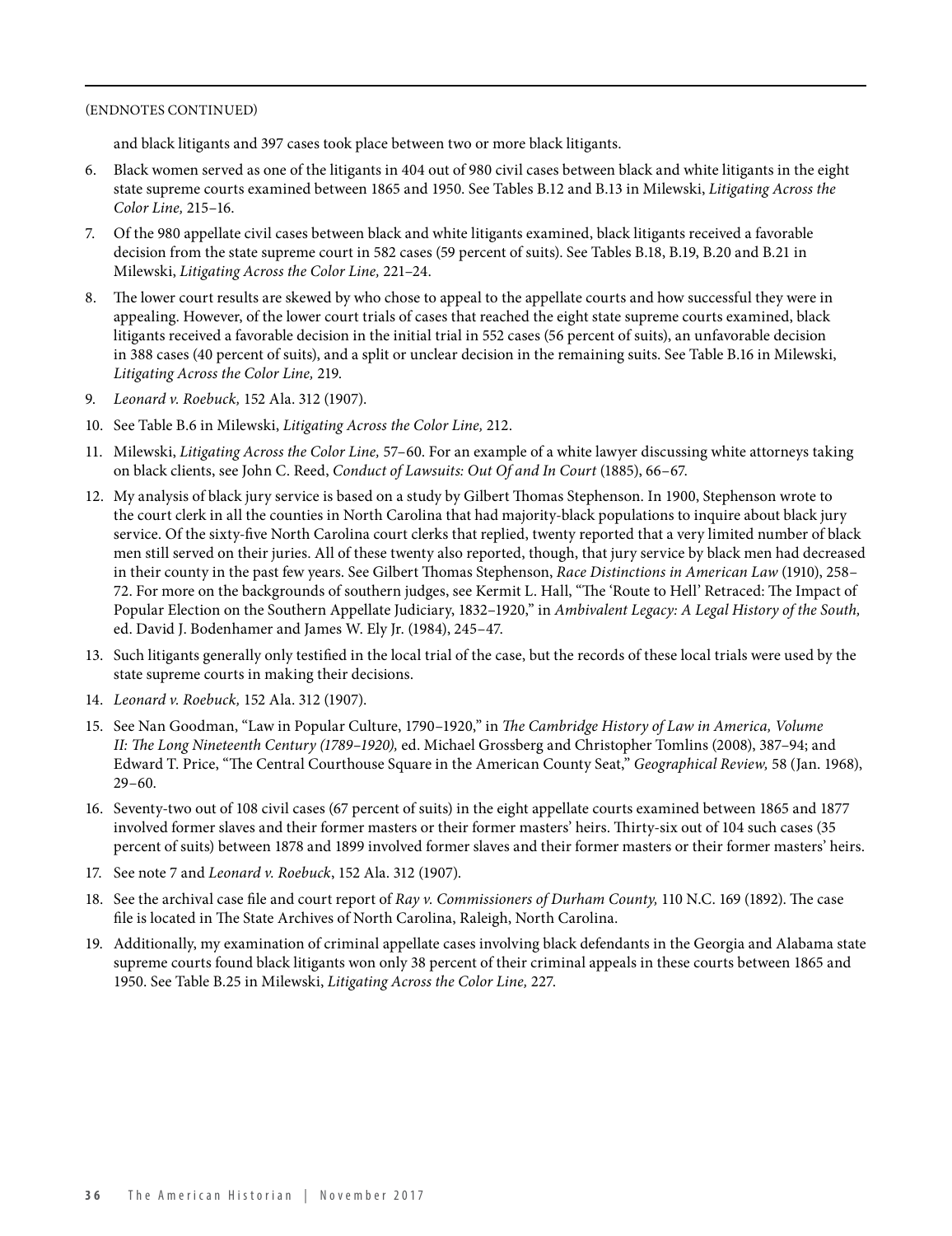(ENDNOTES CONTINUED)

and black litigants and 397 cases took place between two or more black litigants.

6. Black women served as one of the litigants in 404 out of 980 civil cases between black and white litigants in the eight state supreme courts examined between 1865 and 1950. See Tables B.12 and B.13 in Milewski, *Litigating Across the Color Line,* 215–16.
7. Of the 980 appellate civil cases between black and white litigants examined, black litigants received a favorable decision from the state supreme court in 582 cases (59 percent of suits). See Tables B.18, B.19, B.20 and B.21 in Milewski, *Litigating Across the Color Line,* 221–24.
8. The lower court results are skewed by who chose to appeal to the appellate courts and how successful they were in appealing. However, of the lower court trials of cases that reached the eight state supreme courts examined, black litigants received a favorable decision in the initial trial in 552 cases (56 percent of suits), an unfavorable decision in 388 cases (40 percent of suits), and a split or unclear decision in the remaining suits. See Table B.16 in Milewski, *Litigating Across the Color Line,* 219.
9. *Leonard v. Roebuck,* 152 Ala. 312 (1907).
10. See Table B.6 in Milewski, *Litigating Across the Color Line,* 212.
11. Milewski, *Litigating Across the Color Line,* 57–60. For an example of a white lawyer discussing white attorneys taking on black clients, see John C. Reed, *Conduct of Lawsuits: Out Of and In Court* (1885), 66–67.
12. My analysis of black jury service is based on a study by Gilbert Thomas Stephenson. In 1900, Stephenson wrote to the court clerk in all the counties in North Carolina that had majority-black populations to inquire about black jury service. Of the sixty-five North Carolina court clerks that replied, twenty reported that a very limited number of black men still served on their juries. All of these twenty also reported, though, that jury service by black men had decreased in their county in the past few years. See Gilbert Thomas Stephenson, *Race Distinctions in American Law* (1910), 258–72. For more on the backgrounds of southern judges, see Kermit L. Hall, "The 'Route to Hell' Retraced: The Impact of Popular Election on the Southern Appellate Judiciary, 1832–1920," in *Ambivalent Legacy: A Legal History of the South,* ed. David J. Bodenhamer and James W. Ely Jr. (1984), 245–47.
13. Such litigants generally only testified in the local trial of the case, but the records of these local trials were used by the state supreme courts in making their decisions.
14. *Leonard v. Roebuck,* 152 Ala. 312 (1907).
15. See Nan Goodman, "Law in Popular Culture, 1790–1920," in *The Cambridge History of Law in America, Volume II: The Long Nineteenth Century (1789–1920),* ed. Michael Grossberg and Christopher Tomlins (2008), 387–94; and Edward T. Price, "The Central Courthouse Square in the American County Seat," *Geographical Review,* 58 (Jan. 1968), 29–60.
16. Seventy-two out of 108 civil cases (67 percent of suits) in the eight appellate courts examined between 1865 and 1877 involved former slaves and their former masters or their former masters' heirs. Thirty-six out of 104 such cases (35 percent of suits) between 1878 and 1899 involved former slaves and their former masters or their former masters' heirs.
17. See note 7 and *Leonard v. Roebuck*, 152 Ala. 312 (1907).
18. See the archival case file and court report of *Ray v. Commissioners of Durham County,* 110 N.C. 169 (1892). The case file is located in The State Archives of North Carolina, Raleigh, North Carolina.
19. Additionally, my examination of criminal appellate cases involving black defendants in the Georgia and Alabama state supreme courts found black litigants won only 38 percent of their criminal appeals in these courts between 1865 and 1950. See Table B.25 in Milewski, *Litigating Across the Color Line,* 227.